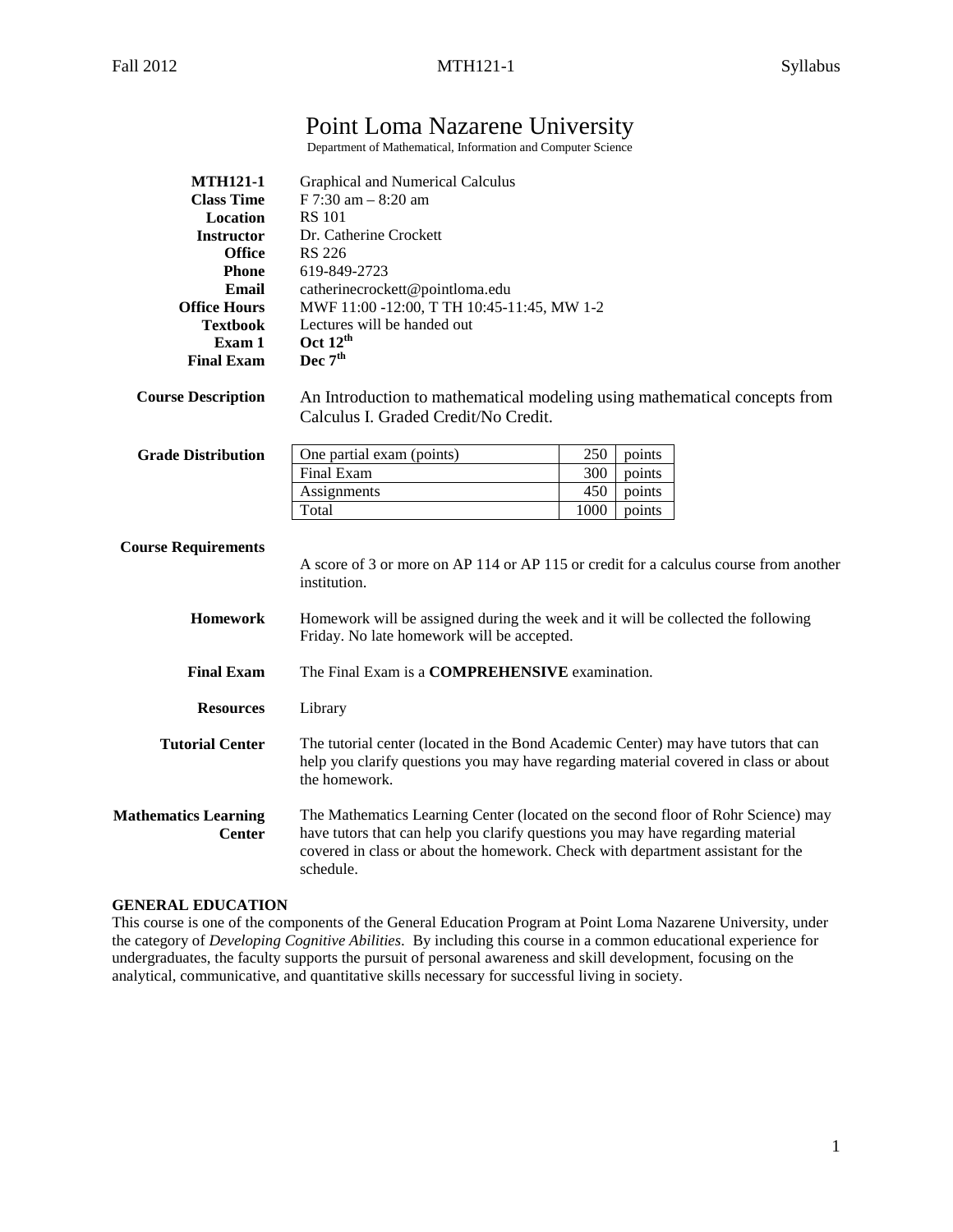# Point Loma Nazarene University

Department of Mathematical, Information and Computer Science

**MTH121-1** Graphical and Numerical Calculus
**Class Time** F 7:30 am – 8:20 am
**Location** RS 101
**Instructor** Dr. Catherine Crockett
**Office** RS 226
**Phone** 619-849-2723
**Email** catherinecrockett@pointloma.edu
**Office Hours** MWF 11:00 -12:00, T TH 10:45-11:45, MW 1-2
**Textbook** Lectures will be handed out
**Exam 1** **Oct 12th**
**Final Exam** **Dec 7th**

**Course Description** An Introduction to mathematical modeling using mathematical concepts from Calculus I. Graded Credit/No Credit.

**Grade Distribution**

| | | |
|---|---|---|
| One partial exam (points) | 250 | points |
| Final Exam | 300 | points |
| Assignments | 450 | points |
| Total | 1000 | points |

**Course Requirements**

A score of 3 or more on AP 114 or AP 115 or credit for a calculus course from another institution.

**Homework** Homework will be assigned during the week and it will be collected the following Friday. No late homework will be accepted.

**Final Exam** The Final Exam is a **COMPREHENSIVE** examination.

**Resources** Library

**Tutorial Center** The tutorial center (located in the Bond Academic Center) may have tutors that can help you clarify questions you may have regarding material covered in class or about the homework.

**Mathematics Learning Center** The Mathematics Learning Center (located on the second floor of Rohr Science) may have tutors that can help you clarify questions you may have regarding material covered in class or about the homework. Check with department assistant for the schedule.

**GENERAL EDUCATION**

This course is one of the components of the General Education Program at Point Loma Nazarene University, under the category of *Developing Cognitive Abilities*. By including this course in a common educational experience for undergraduates, the faculty supports the pursuit of personal awareness and skill development, focusing on the analytical, communicative, and quantitative skills necessary for successful living in society.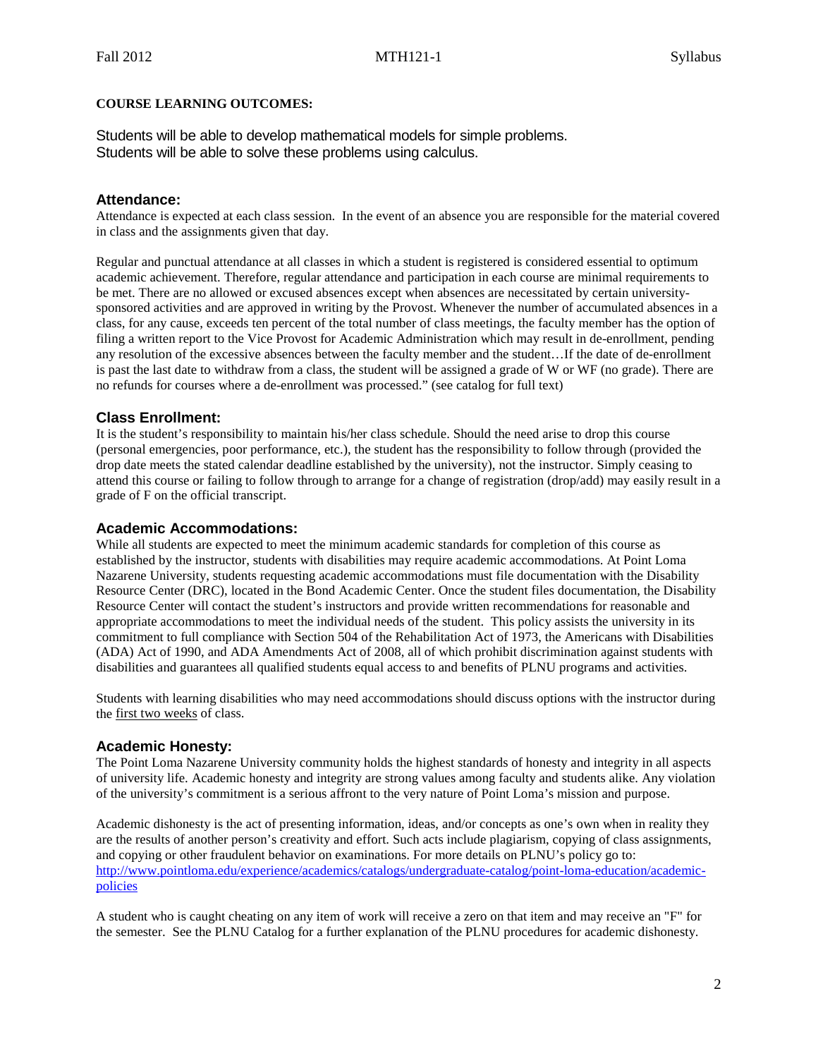**COURSE LEARNING OUTCOMES:**

Students will be able to develop mathematical models for simple problems.
Students will be able to solve these problems using calculus.

## Attendance:

Attendance is expected at each class session. In the event of an absence you are responsible for the material covered in class and the assignments given that day.

Regular and punctual attendance at all classes in which a student is registered is considered essential to optimum academic achievement. Therefore, regular attendance and participation in each course are minimal requirements to be met. There are no allowed or excused absences except when absences are necessitated by certain university-sponsored activities and are approved in writing by the Provost. Whenever the number of accumulated absences in a class, for any cause, exceeds ten percent of the total number of class meetings, the faculty member has the option of filing a written report to the Vice Provost for Academic Administration which may result in de-enrollment, pending any resolution of the excessive absences between the faculty member and the student…If the date of de-enrollment is past the last date to withdraw from a class, the student will be assigned a grade of W or WF (no grade). There are no refunds for courses where a de-enrollment was processed." (see catalog for full text)

## Class Enrollment:

It is the student's responsibility to maintain his/her class schedule. Should the need arise to drop this course (personal emergencies, poor performance, etc.), the student has the responsibility to follow through (provided the drop date meets the stated calendar deadline established by the university), not the instructor. Simply ceasing to attend this course or failing to follow through to arrange for a change of registration (drop/add) may easily result in a grade of F on the official transcript.

## Academic Accommodations:

While all students are expected to meet the minimum academic standards for completion of this course as established by the instructor, students with disabilities may require academic accommodations. At Point Loma Nazarene University, students requesting academic accommodations must file documentation with the Disability Resource Center (DRC), located in the Bond Academic Center. Once the student files documentation, the Disability Resource Center will contact the student's instructors and provide written recommendations for reasonable and appropriate accommodations to meet the individual needs of the student. This policy assists the university in its commitment to full compliance with Section 504 of the Rehabilitation Act of 1973, the Americans with Disabilities (ADA) Act of 1990, and ADA Amendments Act of 2008, all of which prohibit discrimination against students with disabilities and guarantees all qualified students equal access to and benefits of PLNU programs and activities.

Students with learning disabilities who may need accommodations should discuss options with the instructor during the first two weeks of class.

## Academic Honesty:

The Point Loma Nazarene University community holds the highest standards of honesty and integrity in all aspects of university life. Academic honesty and integrity are strong values among faculty and students alike. Any violation of the university's commitment is a serious affront to the very nature of Point Loma's mission and purpose.

Academic dishonesty is the act of presenting information, ideas, and/or concepts as one's own when in reality they are the results of another person's creativity and effort. Such acts include plagiarism, copying of class assignments, and copying or other fraudulent behavior on examinations. For more details on PLNU's policy go to: http://www.pointloma.edu/experience/academics/catalogs/undergraduate-catalog/point-loma-education/academic-policies

A student who is caught cheating on any item of work will receive a zero on that item and may receive an "F" for the semester. See the PLNU Catalog for a further explanation of the PLNU procedures for academic dishonesty.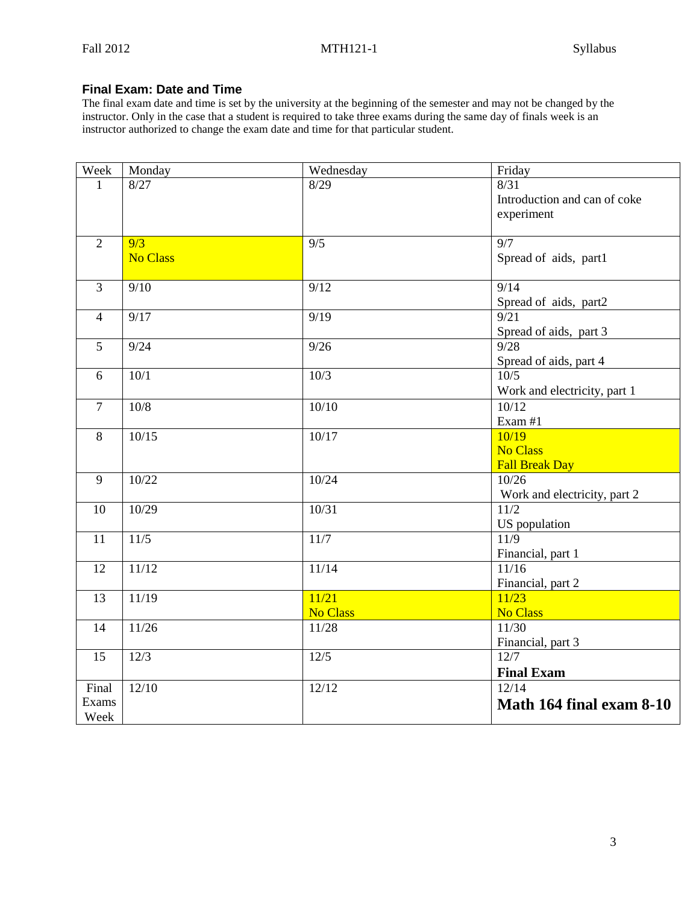### Final Exam: Date and Time

The final exam date and time is set by the university at the beginning of the semester and may not be changed by the instructor. Only in the case that a student is required to take three exams during the same day of finals week is an instructor authorized to change the exam date and time for that particular student.

| Week | Monday | Wednesday | Friday |
|---|---|---|---|
| 1 | 8/27 | 8/29 | 8/31 Introduction and can of coke experiment |
| 2 | 9/3 No Class | 9/5 | 9/7 Spread of aids, part1 |
| 3 | 9/10 | 9/12 | 9/14 Spread of aids, part2 |
| 4 | 9/17 | 9/19 | 9/21 Spread of aids, part 3 |
| 5 | 9/24 | 9/26 | 9/28 Spread of aids, part 4 |
| 6 | 10/1 | 10/3 | 10/5 Work and electricity, part 1 |
| 7 | 10/8 | 10/10 | 10/12 Exam #1 |
| 8 | 10/15 | 10/17 | 10/19 No Class Fall Break Day |
| 9 | 10/22 | 10/24 | 10/26 Work and electricity, part 2 |
| 10 | 10/29 | 10/31 | 11/2 US population |
| 11 | 11/5 | 11/7 | 11/9 Financial, part 1 |
| 12 | 11/12 | 11/14 | 11/16 Financial, part 2 |
| 13 | 11/19 | 11/21 No Class | 11/23 No Class |
| 14 | 11/26 | 11/28 | 11/30 Financial, part 3 |
| 15 | 12/3 | 12/5 | 12/7 **Final Exam** |
| Final Exams Week | 12/10 | 12/12 | 12/14 **Math 164 final exam 8-10** |